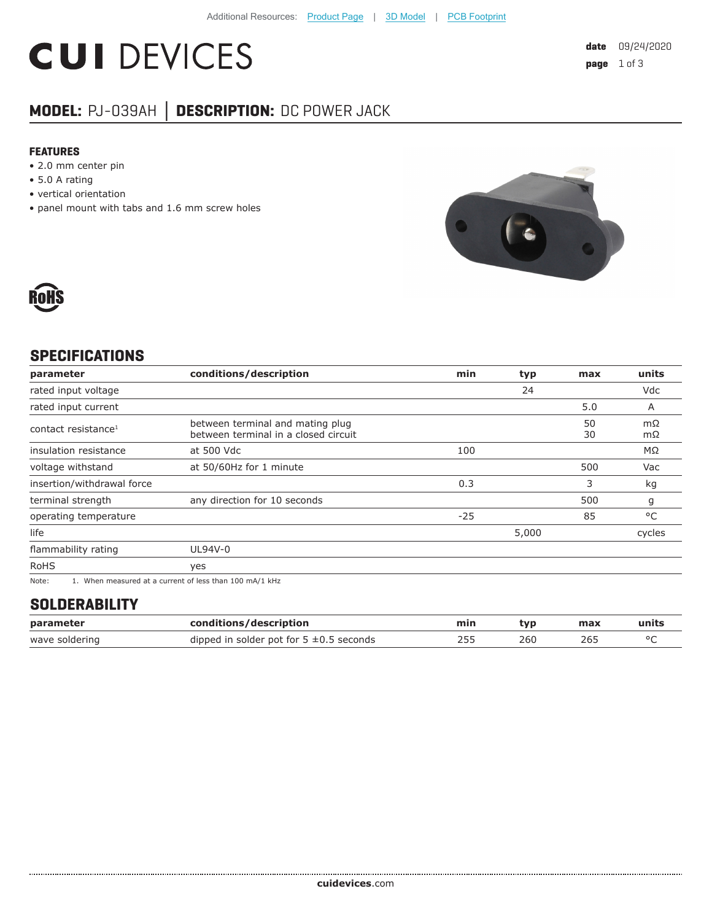Additional Resources: Product Page | 3D Model | PCB Footprint

# CUI DEVICES

**date** 09/24/2020

**MODEL:** PJ-039AH │ **DESCRIPTION:** DC POWER JACK

### FEATURES

- 2.0 mm center pin
- 5.0 A rating
- vertical orientation
- panel mount with tabs and 1.6 mm screw holes

## SPECIFICATIONS

| parameter | conditions/description | min | typ | max | units |
|---|---|---|---|---|---|
| rated input voltage | | | 24 | | Vdc |
| rated input current | | | | 5.0 | A |
| contact resistance[1] | between terminal and mating plug<br>between terminal in a closed circuit | | | 50<br>30 | mΩ<br>mΩ |
| insulation resistance | at 500 Vdc | 100 | | | MΩ |
| voltage withstand | at 50/60Hz for 1 minute | | | 500 | Vac |
| insertion/withdrawal force | | 0.3 | | 3 | kg |
| terminal strength | any direction for 10 seconds | | | 500 | g |
| operating temperature | | -25 | | 85 | °C |
| life | | | 5,000 | | cycles |
| flammability rating | UL94V-0 | | | | |
| RoHS | yes | | | | |

Note: 1. When measured at a current of less than 100 mA/1 kHz

## SOLDERABILITY

| parameter | conditions/description | min | typ | max | units |
|---|---|---|---|---|---|
| wave soldering | dipped in solder pot for 5 ±0.5 seconds | 255 | 260 | 265 | °C |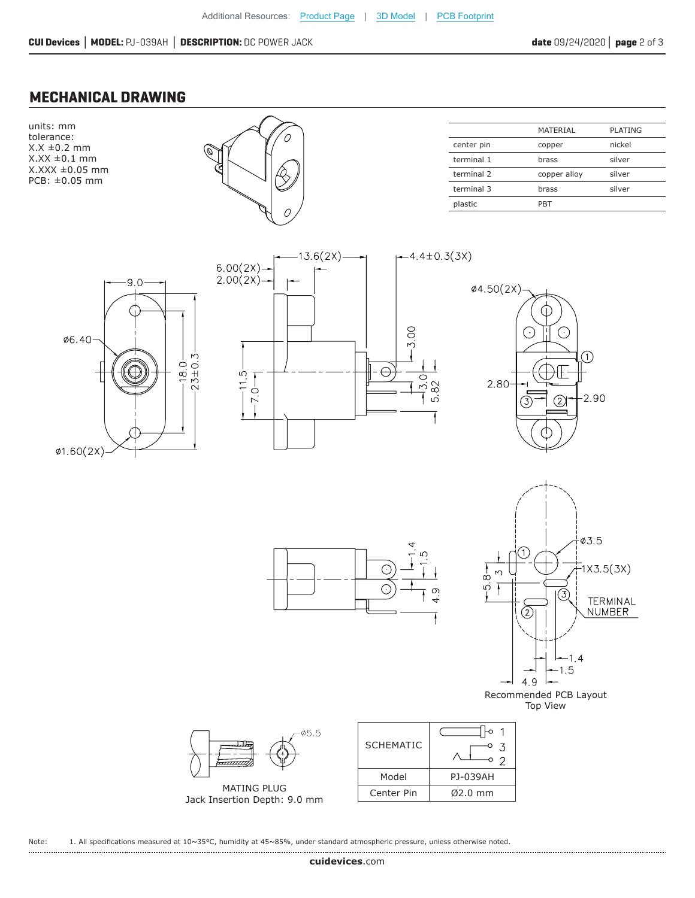Additional Resources: Product Page | 3D Model | PCB Footprint

## MECHANICAL DRAWING

units: mm
tolerance:
X.X ±0.2 mm
X.XX ±0.1 mm
X.XXX ±0.05 mm
PCB: ±0.05 mm

| | MATERIAL | PLATING |
|---|---|---|
| center pin | copper | nickel |
| terminal 1 | brass | silver |
| terminal 2 | copper alloy | silver |
| terminal 3 | brass | silver |
| plastic | PBT | |

Recommended PCB Layout
Top View

MATING PLUG
Jack Insertion Depth: 9.0 mm

| SCHEMATIC | |
|---|---|
| Model | PJ-039AH |
| Center Pin | Ø2.0 mm |

Note: 1. All specifications measured at 10~35°C, humidity at 45~85%, under standard atmospheric pressure, unless otherwise noted.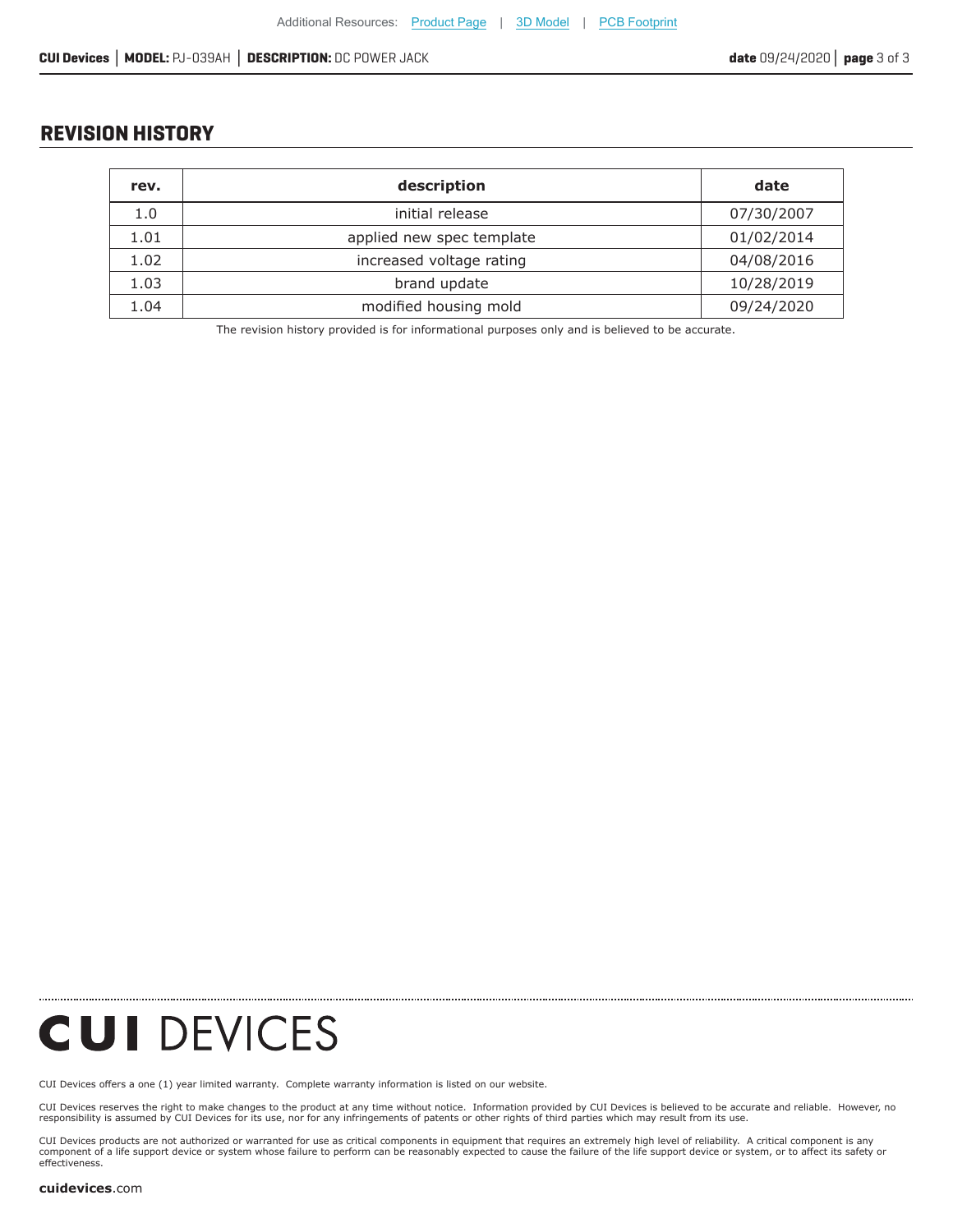## REVISION HISTORY

| rev. | description | date |
| --- | --- | --- |
| 1.0 | initial release | 07/30/2007 |
| 1.01 | applied new spec template | 01/02/2014 |
| 1.02 | increased voltage rating | 04/08/2016 |
| 1.03 | brand update | 10/28/2019 |
| 1.04 | modified housing mold | 09/24/2020 |

The revision history provided is for informational purposes only and is believed to be accurate.

**CUI DEVICES**

CUI Devices offers a one (1) year limited warranty. Complete warranty information is listed on our website.

CUI Devices reserves the right to make changes to the product at any time without notice. Information provided by CUI Devices is believed to be accurate and reliable. However, no responsibility is assumed by CUI Devices for its use, nor for any infringements of patents or other rights of third parties which may result from its use.

CUI Devices products are not authorized or warranted for use as critical components in equipment that requires an extremely high level of reliability. A critical component is any component of a life support device or system whose failure to perform can be reasonably expected to cause the failure of the life support device or system, or to affect its safety or effectiveness.

**cuidevices**.com